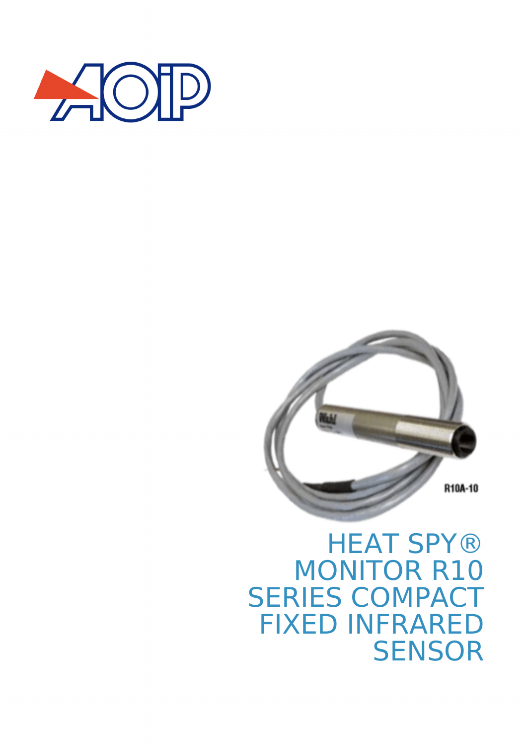# HEAT SPY® MONITOR R10 SERIES COMPACT FIXED INFRARED SENSOR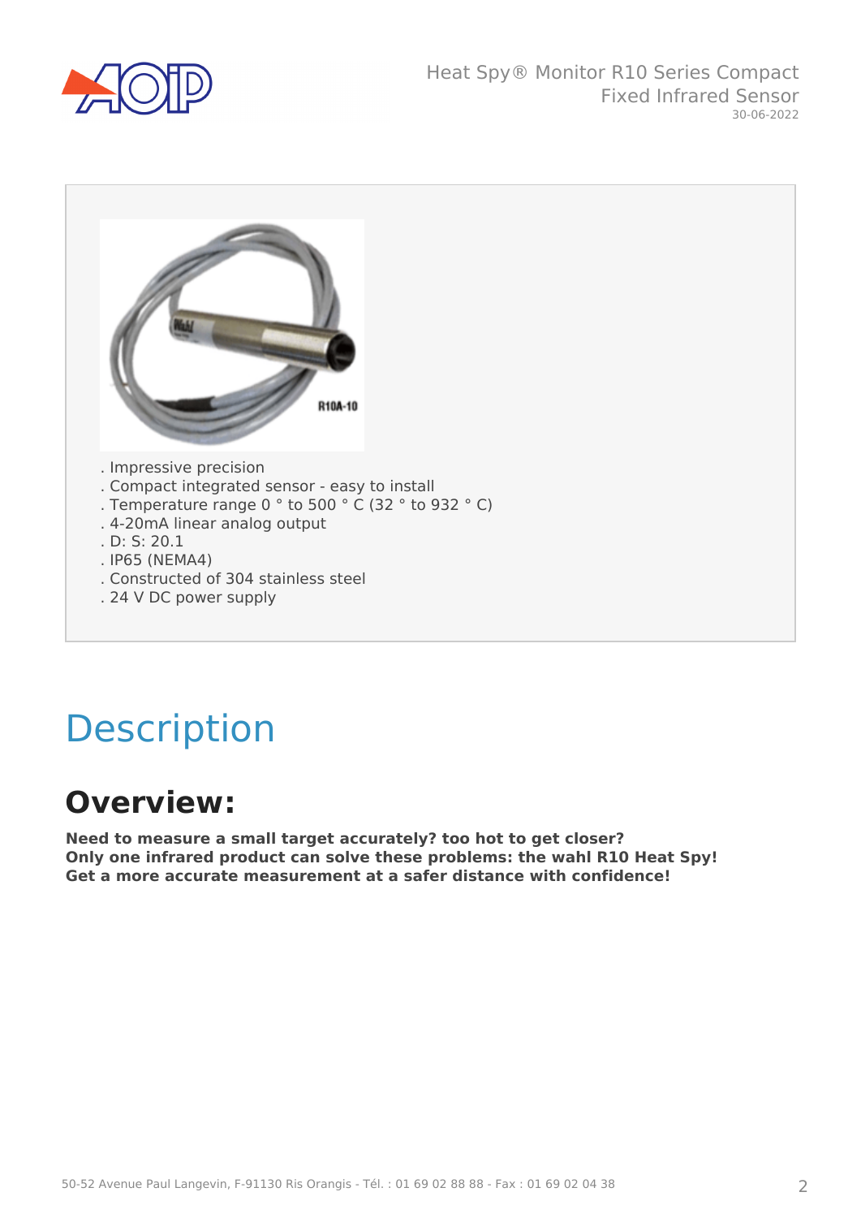. Impressive precision
. Compact integrated sensor - easy to install
. Temperature range 0 ° to 500 ° C (32 ° to 932 ° C)
. 4-20mA linear analog output
. D: S: 20.1
. IP65 (NEMA4)
. Constructed of 304 stainless steel
. 24 V DC power supply

# Description

## Overview:

**Need to measure a small target accurately? too hot to get closer?**
**Only one infrared product can solve these problems: the wahl R10 Heat Spy!**
**Get a more accurate measurement at a safer distance with confidence!**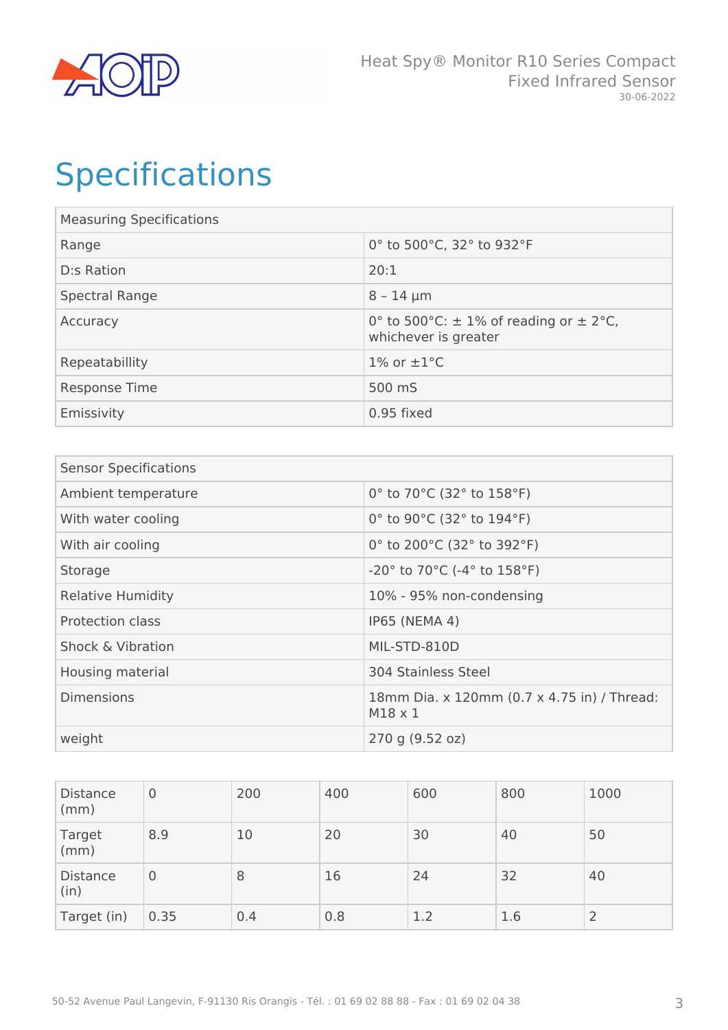# Specifications

| Measuring Specifications | |
|---|---|
| Range | 0° to 500°C, 32° to 932°F |
| D:s Ration | 20:1 |
| Spectral Range | 8 – 14 µm |
| Accuracy | 0° to 500°C: ± 1% of reading or ± 2°C, whichever is greater |
| Repeatabillity | 1% or ±1°C |
| Response Time | 500 mS |
| Emissivity | 0.95 fixed |

| Sensor Specifications | |
|---|---|
| Ambient temperature | 0° to 70°C (32° to 158°F) |
| With water cooling | 0° to 90°C (32° to 194°F) |
| With air cooling | 0° to 200°C (32° to 392°F) |
| Storage | -20° to 70°C (-4° to 158°F) |
| Relative Humidity | 10% - 95% non-condensing |
| Protection class | IP65 (NEMA 4) |
| Shock & Vibration | MIL-STD-810D |
| Housing material | 304 Stainless Steel |
| Dimensions | 18mm Dia. x 120mm (0.7 x 4.75 in) / Thread: M18 x 1 |
| weight | 270 g (9.52 oz) |

| Distance (mm) | 0 | 200 | 400 | 600 | 800 | 1000 |
|---|---|---|---|---|---|---|
| Target (mm) | 8.9 | 10 | 20 | 30 | 40 | 50 |
| Distance (in) | 0 | 8 | 16 | 24 | 32 | 40 |
| Target (in) | 0.35 | 0.4 | 0.8 | 1.2 | 1.6 | 2 |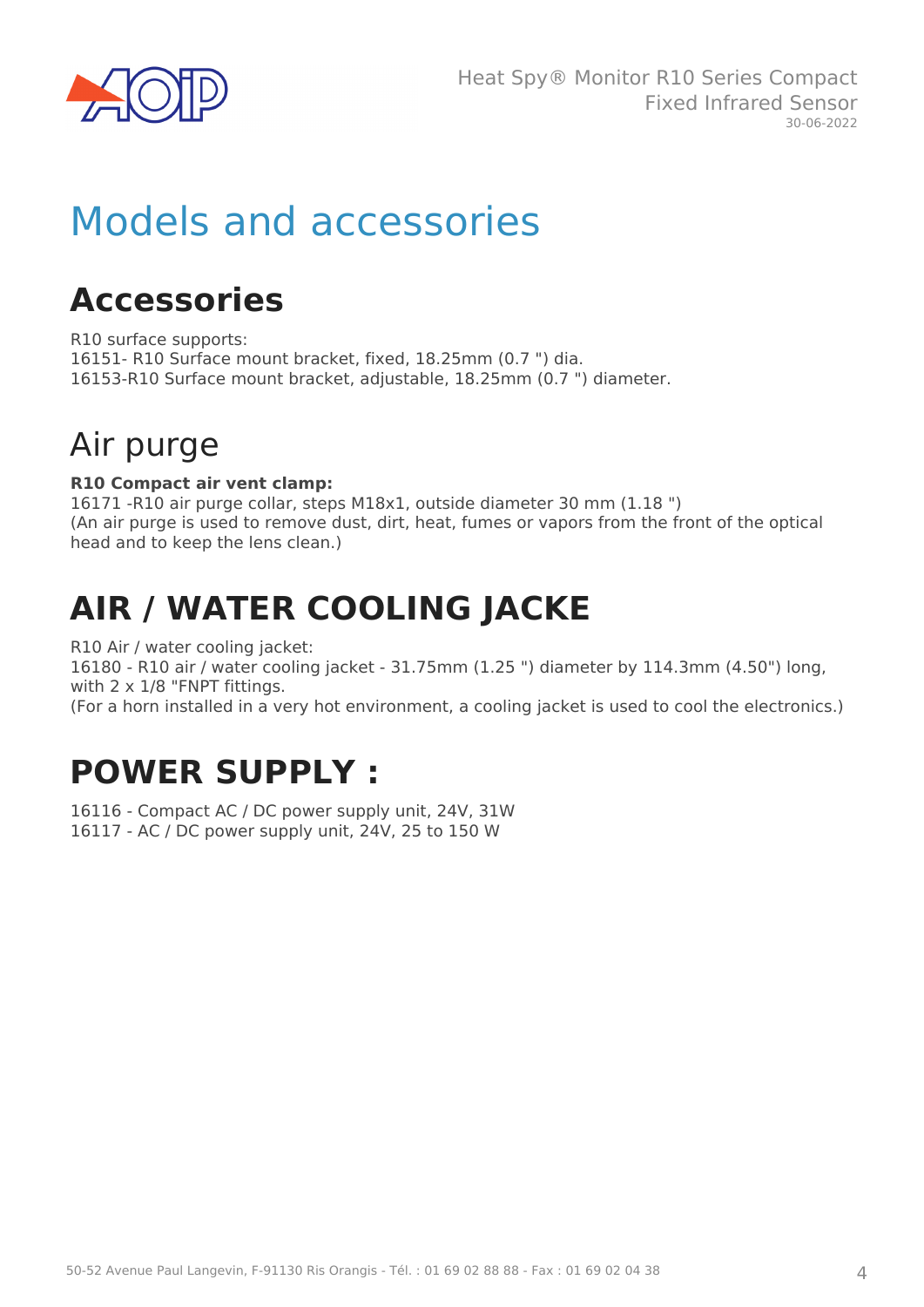# Models and accessories

## Accessories

R10 surface supports:
16151- R10 Surface mount bracket, fixed, 18.25mm (0.7 ") dia.
16153-R10 Surface mount bracket, adjustable, 18.25mm (0.7 ") diameter.

## Air purge

**R10 Compact air vent clamp:**
16171 -R10 air purge collar, steps M18x1, outside diameter 30 mm (1.18 ")
(An air purge is used to remove dust, dirt, heat, fumes or vapors from the front of the optical head and to keep the lens clean.)

## AIR / WATER COOLING JACKE

R10 Air / water cooling jacket:
16180 - R10 air / water cooling jacket - 31.75mm (1.25 ") diameter by 114.3mm (4.50") long, with 2 x 1/8 "FNPT fittings.
(For a horn installed in a very hot environment, a cooling jacket is used to cool the electronics.)

## POWER SUPPLY :

16116 - Compact AC / DC power supply unit, 24V, 31W
16117 - AC / DC power supply unit, 24V, 25 to 150 W